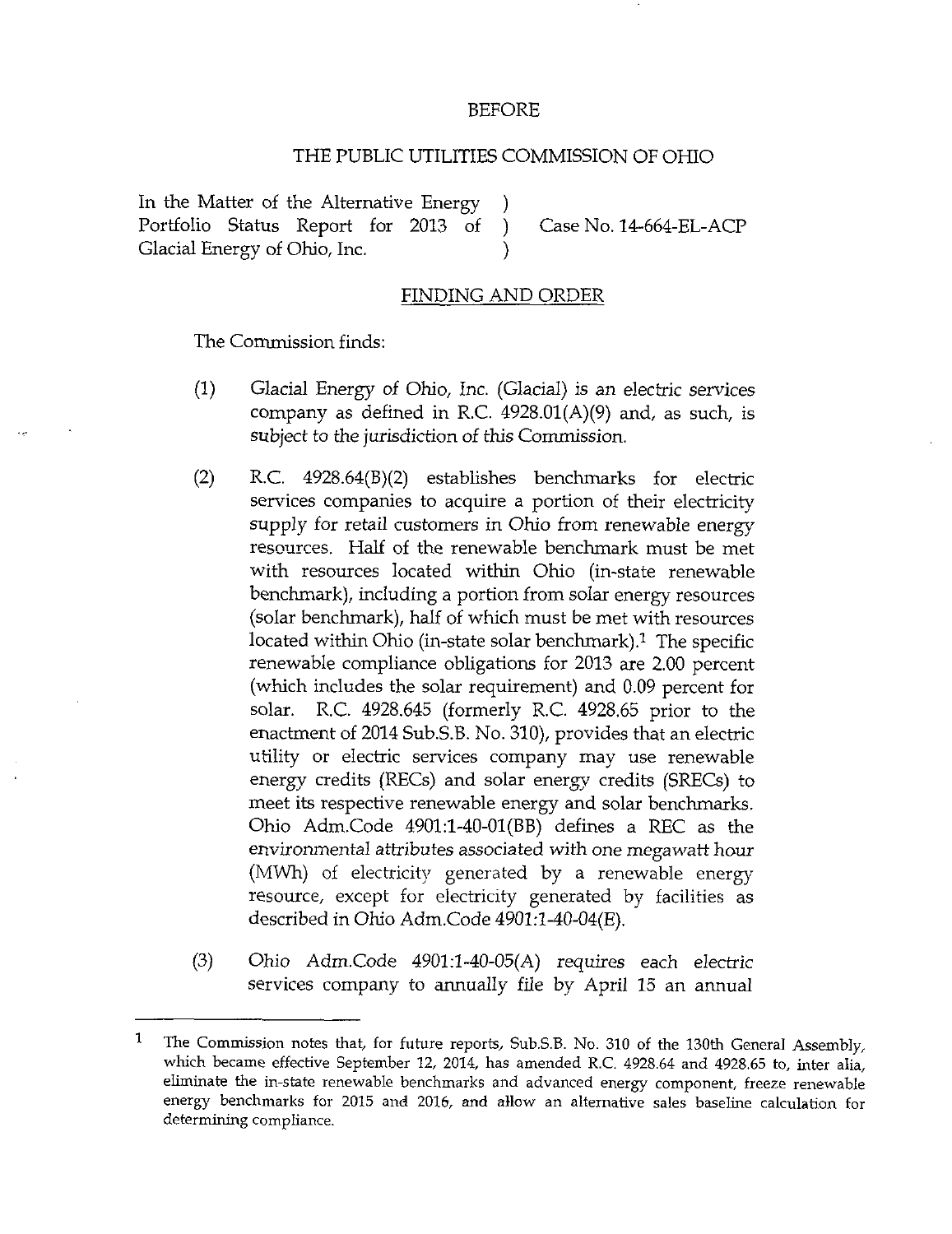BEFORE

THE PUBLIC UTILITIES COMMISSION OF OHIO

| | | |
|---|---|---|
| In the Matter of the Alternative Energy Portfolio Status Report for 2013 of Glacial Energy of Ohio, Inc. | ) ) ) | Case No. 14-664-EL-ACP |

FINDING AND ORDER

The Commission finds:

(1) Glacial Energy of Ohio, Inc. (Glacial) is an electric services company as defined in R.C. 4928.01(A)(9) and, as such, is subject to the jurisdiction of this Commission.

(2) R.C. 4928.64(B)(2) establishes benchmarks for electric services companies to acquire a portion of their electricity supply for retail customers in Ohio from renewable energy resources. Half of the renewable benchmark must be met with resources located within Ohio (in-state renewable benchmark), including a portion from solar energy resources (solar benchmark), half of which must be met with resources located within Ohio (in-state solar benchmark).[1] The specific renewable compliance obligations for 2013 are 2.00 percent (which includes the solar requirement) and 0.09 percent for solar. R.C. 4928.645 (formerly R.C. 4928.65 prior to the enactment of 2014 Sub.S.B. No. 310), provides that an electric utility or electric services company may use renewable energy credits (RECs) and solar energy credits (SRECs) to meet its respective renewable energy and solar benchmarks. Ohio Adm.Code 4901:1-40-01(BB) defines a REC as the environmental attributes associated with one megawatt hour (MWh) of electricity generated by a renewable energy resource, except for electricity generated by facilities as described in Ohio Adm.Code 4901:1-40-04(E).

(3) Ohio Adm.Code 4901:1-40-05(A) requires each electric services company to annually file by April 15 an annual

---

[1] The Commission notes that, for future reports, Sub.S.B. No. 310 of the 130th General Assembly, which became effective September 12, 2014, has amended R.C. 4928.64 and 4928.65 to, inter alia, eliminate the in-state renewable benchmarks and advanced energy component, freeze renewable energy benchmarks for 2015 and 2016, and allow an alternative sales baseline calculation for determining compliance.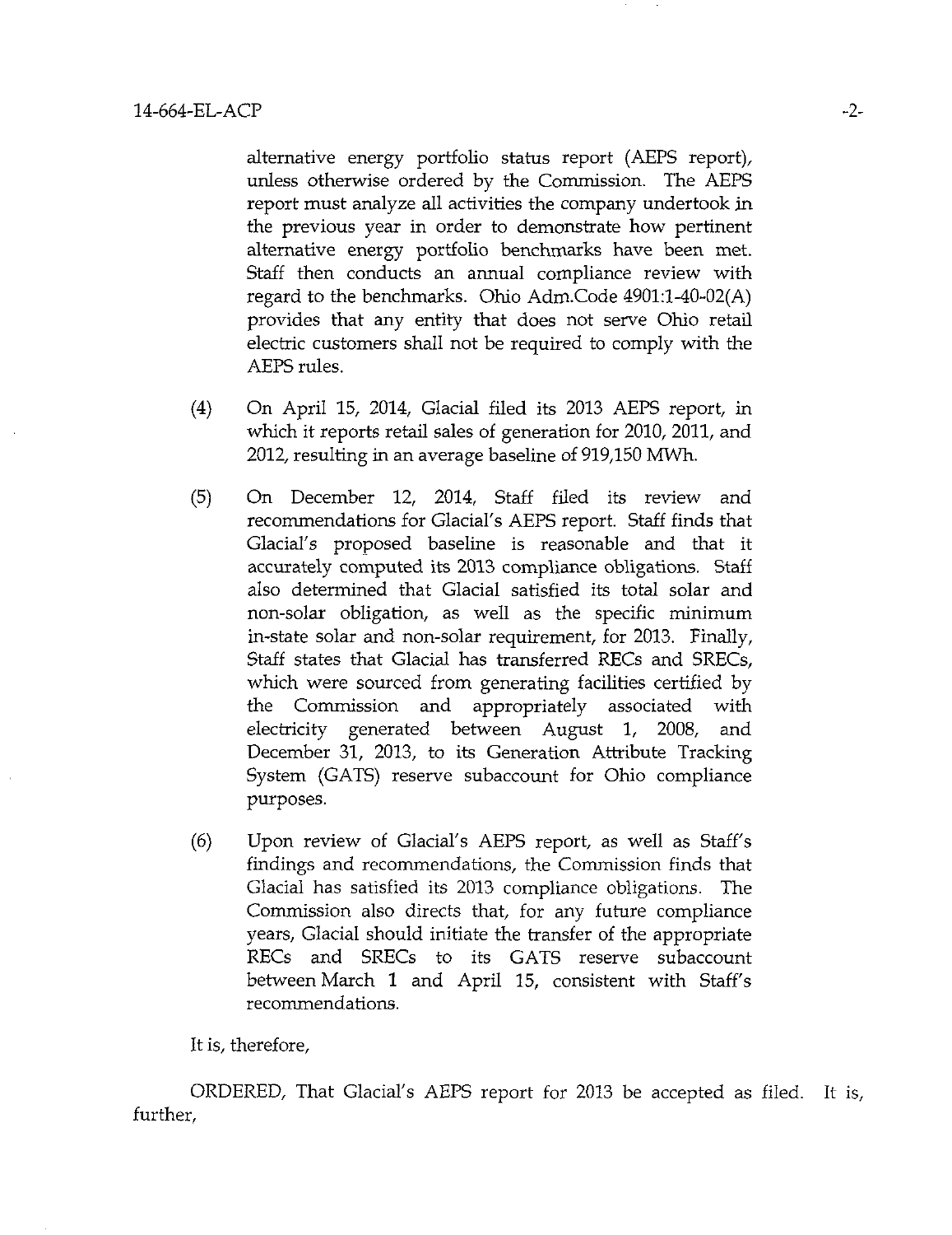alternative energy portfolio status report (AEPS report), unless otherwise ordered by the Commission. The AEPS report must analyze all activities the company undertook in the previous year in order to demonstrate how pertinent alternative energy portfolio benchmarks have been met. Staff then conducts an annual compliance review with regard to the benchmarks. Ohio Adm.Code 4901:1-40-02(A) provides that any entity that does not serve Ohio retail electric customers shall not be required to comply with the AEPS rules.

(4) On April 15, 2014, Glacial filed its 2013 AEPS report, in which it reports retail sales of generation for 2010, 2011, and 2012, resulting in an average baseline of 919,150 MWh.

(5) On December 12, 2014, Staff filed its review and recommendations for Glacial's AEPS report. Staff finds that Glacial's proposed baseline is reasonable and that it accurately computed its 2013 compliance obligations. Staff also determined that Glacial satisfied its total solar and non-solar obligation, as well as the specific minimum in-state solar and non-solar requirement, for 2013. Finally, Staff states that Glacial has transferred RECs and SRECs, which were sourced from generating facilities certified by the Commission and appropriately associated with electricity generated between August 1, 2008, and December 31, 2013, to its Generation Attribute Tracking System (GATS) reserve subaccount for Ohio compliance purposes.

(6) Upon review of Glacial's AEPS report, as well as Staff's findings and recommendations, the Commission finds that Glacial has satisfied its 2013 compliance obligations. The Commission also directs that, for any future compliance years, Glacial should initiate the transfer of the appropriate RECs and SRECs to its GATS reserve subaccount between March 1 and April 15, consistent with Staff's recommendations.

It is, therefore,

ORDERED, That Glacial's AEPS report for 2013 be accepted as filed. It is, further,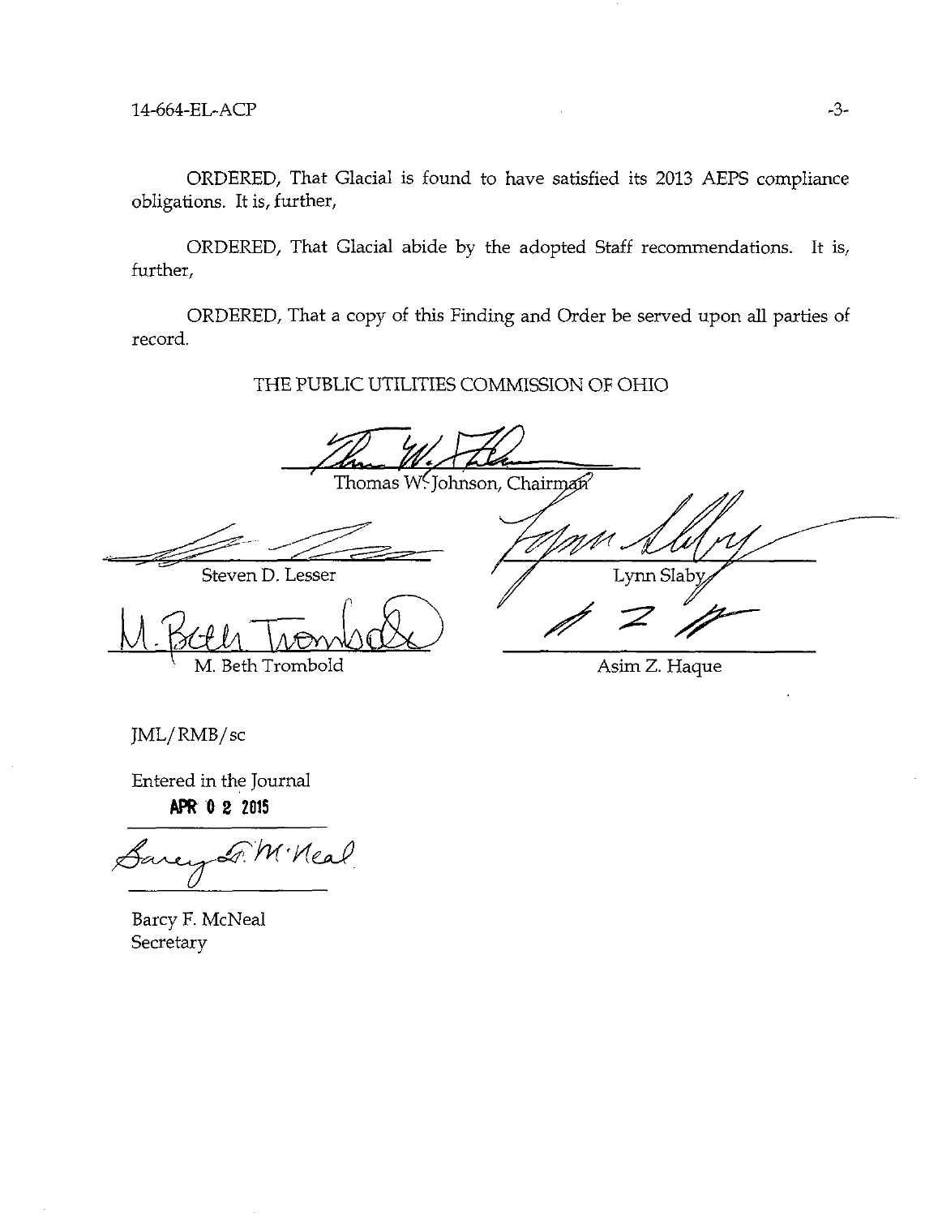ORDERED, That Glacial is found to have satisfied its 2013 AEPS compliance obligations. It is, further,

ORDERED, That Glacial abide by the adopted Staff recommendations. It is, further,

ORDERED, That a copy of this Finding and Order be served upon all parties of record.

THE PUBLIC UTILITIES COMMISSION OF OHIO

Thomas W. Johnson, Chairman

Steven D. Lesser

Lynn Slaby

M. Beth Trombold

Asim Z. Haque

JML/RMB/sc

Entered in the Journal

**APR 0 2 2015**

Barcy F. McNeal
Secretary